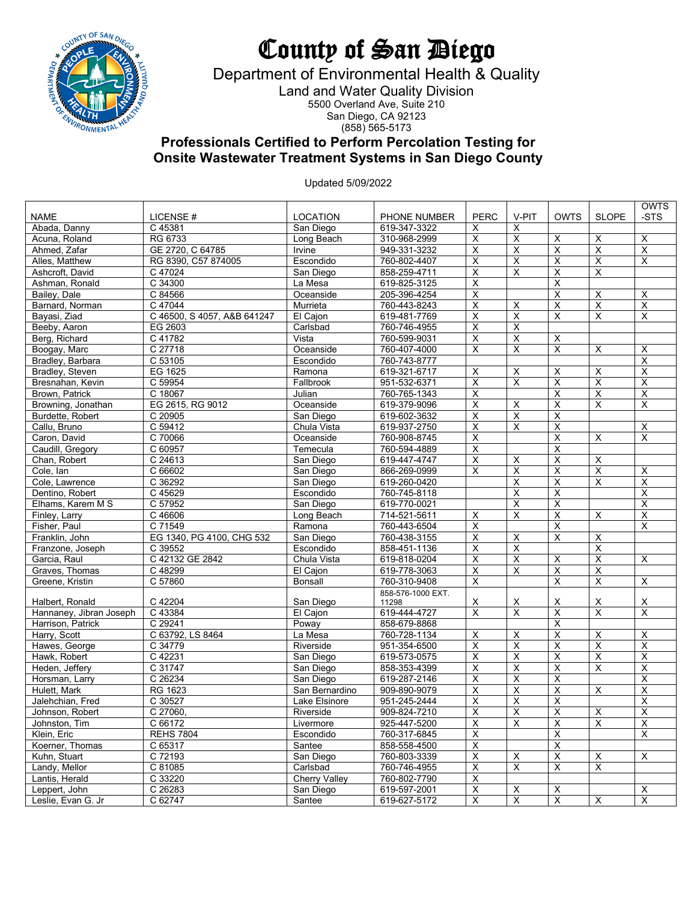# County of San Diego

## Department of Environmental Health & Quality

### Land and Water Quality Division

5500 Overland Ave, Suite 210
San Diego, CA 92123
(858) 565-5173

## Professionals Certified to Perform Percolation Testing for Onsite Wastewater Treatment Systems in San Diego County

Updated 5/09/2022

| NAME | LICENSE # | LOCATION | PHONE NUMBER | PERC | V-PIT | OWTS | SLOPE | OWTS -STS |
|---|---|---|---|---|---|---|---|---|
| Abada, Danny | C 45381 | San Diego | 619-347-3322 | X | X | | | |
| Acuna, Roland | RG 6733 | Long Beach | 310-968-2999 | X | X | X | X | X |
| Ahmed, Zafar | GE 2720, C 64785 | Irvine | 949-331-3232 | X | X | X | X | X |
| Alles, Matthew | RG 8390, C57 874005 | Escondido | 760-802-4407 | X | X | X | X | X |
| Ashcroft, David | C 47024 | San Diego | 858-259-4711 | X | X | X | X | |
| Ashman, Ronald | C 34300 | La Mesa | 619-825-3125 | X | | X | | |
| Bailey, Dale | C 84566 | Oceanside | 205-396-4254 | X | | X | X | X |
| Barnard, Norman | C 47044 | Murrieta | 760-443-8243 | X | X | X | X | X |
| Bayasi, Ziad | C 46500, S 4057, A&B 641247 | El Cajon | 619-481-7769 | X | X | X | X | X |
| Beeby, Aaron | EG 2603 | Carlsbad | 760-746-4955 | X | X | | | |
| Berg, Richard | C 41782 | Vista | 760-599-9031 | X | X | X | | |
| Boogay, Marc | C 27718 | Oceanside | 760-407-4000 | X | X | X | X | X |
| Bradley, Barbara | C 53105 | Escondido | 760-743-8777 | | | | | X |
| Bradley, Steven | EG 1625 | Ramona | 619-321-6717 | X | X | X | X | X |
| Bresnahan, Kevin | C 59954 | Fallbrook | 951-532-6371 | X | X | X | X | X |
| Brown, Patrick | C 18067 | Julian | 760-765-1343 | X | | X | X | X |
| Browning, Jonathan | EG 2615, RG 9012 | Oceanside | 619-379-9096 | X | X | X | X | X |
| Burdette, Robert | C 20905 | San Diego | 619-602-3632 | X | X | X | | |
| Callu, Bruno | C 59412 | Chula Vista | 619-937-2750 | X | X | X | | X |
| Caron, David | C 70066 | Oceanside | 760-908-8745 | X | | X | X | X |
| Caudill, Gregory | C 60957 | Temecula | 760-594-4889 | X | | X | | |
| Chan, Robert | C 24613 | San Diego | 619-447-4747 | X | X | X | X | |
| Cole, Ian | C 66602 | San Diego | 866-269-0999 | X | X | X | X | X |
| Cole, Lawrence | C 36292 | San Diego | 619-260-0420 | | X | X | X | X |
| Dentino, Robert | C 45629 | Escondido | 760-745-8118 | | X | X | | X |
| Elhams, Karem M S | C 57952 | San Diego | 619-770-0021 | | X | X | | X |
| Finley, Larry | C 46606 | Long Beach | 714-521-5611 | X | X | X | X | X |
| Fisher, Paul | C 71549 | Ramona | 760-443-6504 | X | | X | | X |
| Franklin, John | EG 1340, PG 4100, CHG 532 | San Diego | 760-438-3155 | X | X | X | X | |
| Franzone, Joseph | C 39552 | Escondido | 858-451-1136 | X | X | | X | |
| Garcia, Raul | C 42132 GE 2842 | Chula Vista | 619-818-0204 | X | X | X | X | X |
| Graves, Thomas | C 48299 | El Cajon | 619-778-3063 | X | X | X | X | |
| Greene, Kristin | C 57860 | Bonsall | 760-310-9408 | X | | X | X | X |
| Halbert, Ronald | C 42204 | San Diego | 858-576-1000 EXT. 11298 | X | X | X | X | X |
| Hannaney, Jibran Joseph | C 43384 | El Cajon | 619-444-4727 | X | X | X | X | X |
| Harrison, Patrick | C 29241 | Poway | 858-679-8868 | | | X | | |
| Harry, Scott | C 63792, LS 8464 | La Mesa | 760-728-1134 | X | X | X | X | X |
| Hawes, George | C 34779 | Riverside | 951-354-6500 | X | X | X | X | X |
| Hawk, Robert | C 42231 | San Diego | 619-573-0575 | X | X | X | X | X |
| Heden, Jeffery | C 31747 | San Diego | 858-353-4399 | X | X | X | X | X |
| Horsman, Larry | C 26234 | San Diego | 619-287-2146 | X | X | X | | X |
| Hulett, Mark | RG 1623 | San Bernardino | 909-890-9079 | X | X | X | X | X |
| Jalehchian, Fred | C 30527 | Lake Elsinore | 951-245-2444 | X | X | X | | X |
| Johnson, Robert | C 27060, | Riverside | 909-824-7210 | X | X | X | X | X |
| Johnston, Tim | C 66172 | Livermore | 925-447-5200 | X | X | X | X | X |
| Klein, Eric | REHS 7804 | Escondido | 760-317-6845 | X | | X | | X |
| Koerner, Thomas | C 65317 | Santee | 858-558-4500 | X | | X | | |
| Kuhn, Stuart | C 72193 | San Diego | 760-803-3339 | X | X | X | X | X |
| Landy, Mellor | C 81085 | Carlsbad | 760-746-4955 | X | X | X | X | |
| Lantis, Herald | C 33220 | Cherry Valley | 760-802-7790 | X | | | | |
| Leppert, John | C 26283 | San Diego | 619-597-2001 | X | X | X | | X |
| Leslie, Evan G. Jr | C 62747 | Santee | 619-627-5172 | X | X | X | X | X |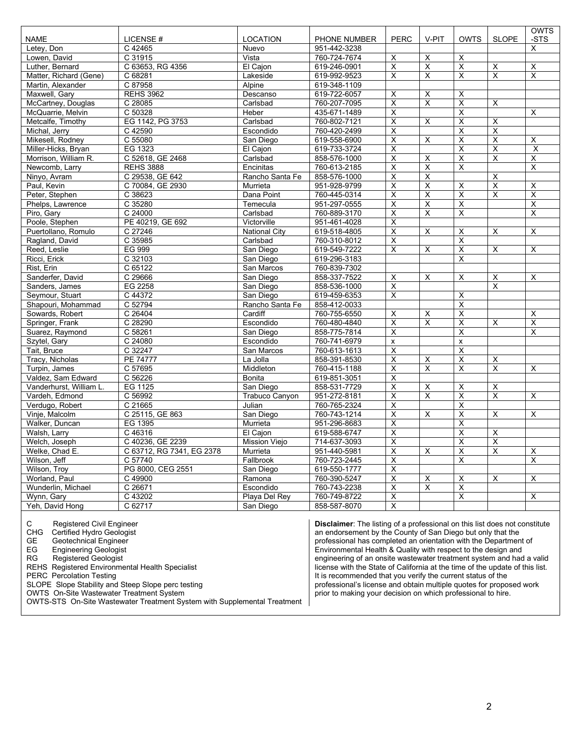| NAME | LICENSE # | LOCATION | PHONE NUMBER | PERC | V-PIT | OWTS | SLOPE | OWTS-STS |
|---|---|---|---|---|---|---|---|---|
| Letey, Don | C 42465 | Nuevo | 951-442-3238 | | | | | X |
| Lowen, David | C 31915 | Vista | 760-724-7674 | X | X | X | | |
| Luther, Bernard | C 63653, RG 4356 | El Cajon | 619-246-0901 | X | X | X | X | X |
| Matter, Richard (Gene) | C 68281 | Lakeside | 619-992-9523 | X | X | X | X | X |
| Martin, Alexander | C 87958 | Alpine | 619-348-1109 | | | | | |
| Maxwell, Gary | REHS 3962 | Descanso | 619-722-6057 | X | X | X | | |
| McCartney, Douglas | C 28085 | Carlsbad | 760-207-7095 | X | X | X | X | |
| McQuarrie, Melvin | C 50328 | Heber | 435-671-1489 | X | | X | | X |
| Metcalfe, Timothy | EG 1142, PG 3753 | Carlsbad | 760-802-7121 | X | X | X | X | |
| Michal, Jerry | C 42590 | Escondido | 760-420-2499 | X | | X | X | |
| Mikesell, Rodney | C 55080 | San Diego | 619-558-6900 | X | X | X | X | X |
| Miller-Hicks, Bryan | EG 1323 | El Cajon | 619-733-3724 | X | | X | X | X |
| Morrison, William R. | C 52618, GE 2468 | Carlsbad | 858-576-1000 | X | X | X | X | X |
| Newcomb, Larry | REHS 3888 | Encinitas | 760-613-2185 | X | X | X | | X |
| Ninyo, Avram | C 29538, GE 642 | Rancho Santa Fe | 858-576-1000 | X | X | | X | |
| Paul, Kevin | C 70084, GE 2930 | Murrieta | 951-928-9799 | X | X | X | X | X |
| Peter, Stephen | C 38623 | Dana Point | 760-445-0314 | X | X | X | X | X |
| Phelps, Lawrence | C 35280 | Temecula | 951-297-0555 | X | X | X | | X |
| Piro, Gary | C 24000 | Carlsbad | 760-889-3170 | X | X | X | | X |
| Poole, Stephen | PE 40219, GE 692 | Victorville | 951-461-4028 | X | | | | |
| Puertollano, Romulo | C 27246 | National City | 619-518-4805 | X | X | X | X | X |
| Ragland, David | C 35985 | Carlsbad | 760-310-8012 | X | | X | | |
| Reed, Leslie | EG 999 | San Diego | 619-549-7222 | X | X | X | X | X |
| Ricci, Erick | C 32103 | San Diego | 619-296-3183 | | | X | | |
| Rist, Erin | C 65122 | San Marcos | 760-839-7302 | | | | | |
| Sanderfer, David | C 29666 | San Diego | 858-337-7522 | X | X | X | X | X |
| Sanders, James | EG 2258 | San Diego | 858-536-1000 | X | | | X | |
| Seymour, Stuart | C 44372 | San Diego | 619-459-6353 | X | | X | | |
| Shapouri, Mohammad | C 52794 | Rancho Santa Fe | 858-412-0033 | | | X | | |
| Sowards, Robert | C 26404 | Cardiff | 760-755-6550 | X | X | X | | X |
| Springer, Frank | C 28290 | Escondido | 760-480-4840 | X | X | X | X | X |
| Suarez, Raymond | C 58261 | San Diego | 858-775-7814 | X | | X | | X |
| Szytel, Gary | C 24080 | Escondido | 760-741-6979 | x | | x | | |
| Tait, Bruce | C 32247 | San Marcos | 760-613-1613 | X | | X | | |
| Tracy, Nicholas | PE 74777 | La Jolla | 858-391-8530 | X | X | X | X | |
| Turpin, James | C 57695 | Middleton | 760-415-1188 | X | X | X | X | X |
| Valdez, Sam Edward | C 56226 | Bonita | 619-851-3051 | X | | | | |
| Vanderhurst, William L. | EG 1125 | San Diego | 858-531-7729 | X | X | X | X | |
| Vardeh, Edmond | C 56992 | Trabuco Canyon | 951-272-8181 | X | X | X | X | X |
| Verdugo, Robert | C 21665 | Julian | 760-765-2324 | X | | X | | |
| Vinje, Malcolm | C 25115, GE 863 | San Diego | 760-743-1214 | X | X | X | X | X |
| Walker, Duncan | EG 1395 | Murrieta | 951-296-8683 | X | | X | | |
| Walsh, Larry | C 46316 | El Cajon | 619-588-6747 | X | | X | X | |
| Welch, Joseph | C 40236, GE 2239 | Mission Viejo | 714-637-3093 | X | | X | X | |
| Welke, Chad E. | C 63712, RG 7341, EG 2378 | Murrieta | 951-440-5981 | X | X | X | X | X |
| Wilson, Jeff | C 57740 | Fallbrook | 760-723-2445 | X | | X | | X |
| Wilson, Troy | PG 8000, CEG 2551 | San Diego | 619-550-1777 | X | | | | |
| Worland, Paul | C 49900 | Ramona | 760-390-5247 | X | X | X | X | X |
| Wunderlin, Michael | C 26671 | Escondido | 760-743-2238 | X | X | X | | |
| Wynn, Gary | C 43202 | Playa Del Rey | 760-749-8722 | X | | X | | X |
| Yeh, David Hong | C 62717 | San Diego | 858-587-8070 | X | | | | |

C Registered Civil Engineer
CHG Certified Hydro Geologist
GE Geotechnical Engineer
EG Engineering Geologist
RG Registered Geologist
REHS Registered Environmental Health Specialist
PERC Percolation Testing
SLOPE Slope Stability and Steep Slope perc testing
OWTS On-Site Wastewater Treatment System
OWTS-STS On-Site Wastewater Treatment System with Supplemental Treatment

**Disclaimer**: The listing of a professional on this list does not constitute an endorsement by the County of San Diego but only that the professional has completed an orientation with the Department of Environmental Health & Quality with respect to the design and engineering of an onsite wastewater treatment system and had a valid license with the State of California at the time of the update of this list. It is recommended that you verify the current status of the professional's license and obtain multiple quotes for proposed work prior to making your decision on which professional to hire.